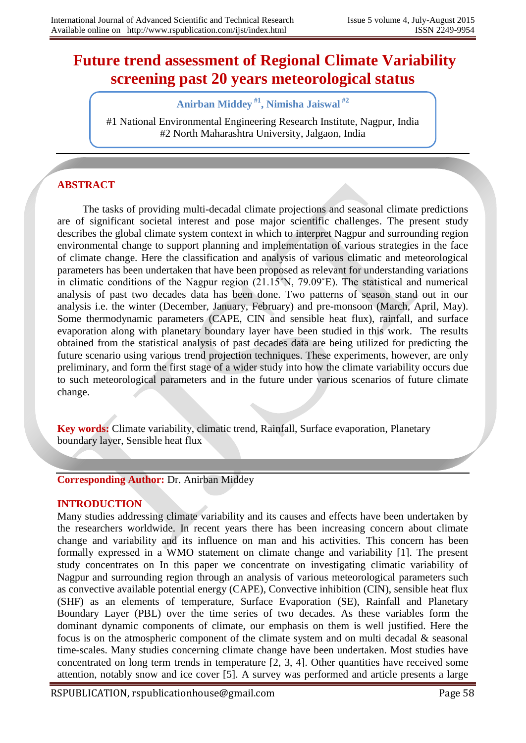# Future trend assessment of Regional Climate Variability screening past 20 years meteorological status

**Anirban Middey [#1], Nimisha Jaiswal [#2]**

#1 National Environmental Engineering Research Institute, Nagpur, India
#2 North Maharashtra University, Jalgaon, India

## ABSTRACT

The tasks of providing multi-decadal climate projections and seasonal climate predictions are of significant societal interest and pose major scientific challenges. The present study describes the global climate system context in which to interpret Nagpur and surrounding region environmental change to support planning and implementation of various strategies in the face of climate change. Here the classification and analysis of various climatic and meteorological parameters has been undertaken that have been proposed as relevant for understanding variations in climatic conditions of the Nagpur region (21.15˚N, 79.09˚E). The statistical and numerical analysis of past two decades data has been done. Two patterns of season stand out in our analysis i.e. the winter (December, January, February) and pre-monsoon (March, April, May). Some thermodynamic parameters (CAPE, CIN and sensible heat flux), rainfall, and surface evaporation along with planetary boundary layer have been studied in this work. The results obtained from the statistical analysis of past decades data are being utilized for predicting the future scenario using various trend projection techniques. These experiments, however, are only preliminary, and form the first stage of a wider study into how the climate variability occurs due to such meteorological parameters and in the future under various scenarios of future climate change.

**Key words:** Climate variability, climatic trend, Rainfall, Surface evaporation, Planetary boundary layer, Sensible heat flux

**Corresponding Author:** Dr. Anirban Middey

## INTRODUCTION

Many studies addressing climate variability and its causes and effects have been undertaken by the researchers worldwide. In recent years there has been increasing concern about climate change and variability and its influence on man and his activities. This concern has been formally expressed in a WMO statement on climate change and variability [1]. The present study concentrates on In this paper we concentrate on investigating climatic variability of Nagpur and surrounding region through an analysis of various meteorological parameters such as convective available potential energy (CAPE), Convective inhibition (CIN), sensible heat flux (SHF) as an elements of temperature, Surface Evaporation (SE), Rainfall and Planetary Boundary Layer (PBL) over the time series of two decades. As these variables form the dominant dynamic components of climate, our emphasis on them is well justified. Here the focus is on the atmospheric component of the climate system and on multi decadal & seasonal time-scales. Many studies concerning climate change have been undertaken. Most studies have concentrated on long term trends in temperature [2, 3, 4]. Other quantities have received some attention, notably snow and ice cover [5]. A survey was performed and article presents a large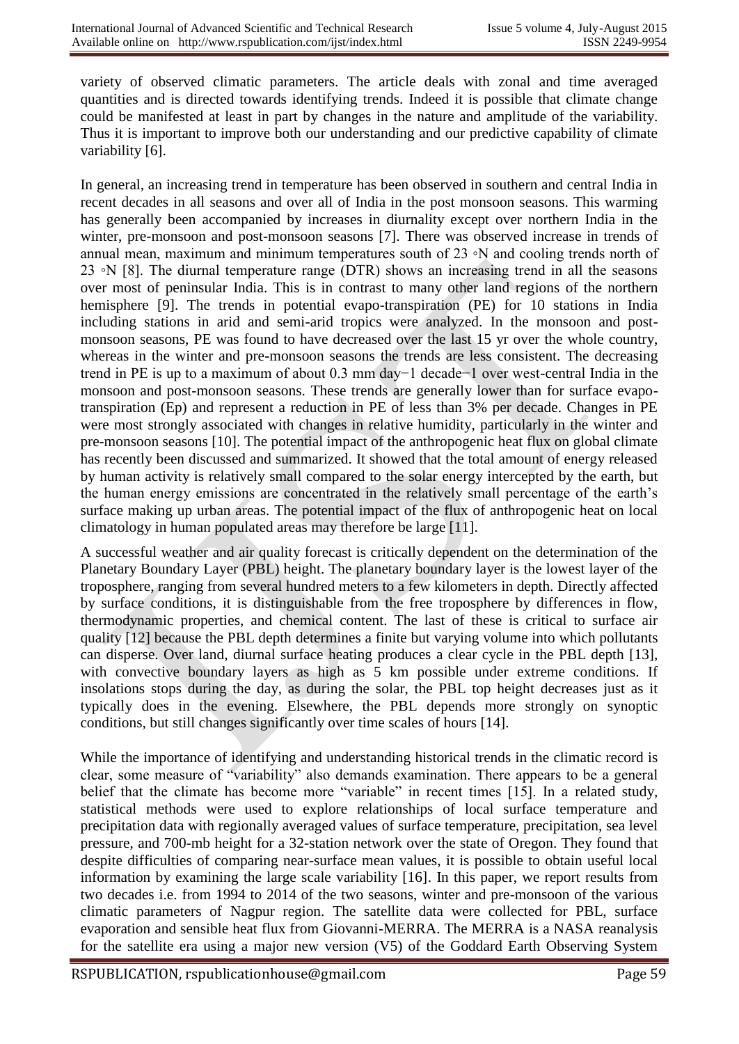variety of observed climatic parameters. The article deals with zonal and time averaged quantities and is directed towards identifying trends. Indeed it is possible that climate change could be manifested at least in part by changes in the nature and amplitude of the variability. Thus it is important to improve both our understanding and our predictive capability of climate variability [6].

In general, an increasing trend in temperature has been observed in southern and central India in recent decades in all seasons and over all of India in the post monsoon seasons. This warming has generally been accompanied by increases in diurnality except over northern India in the winter, pre-monsoon and post-monsoon seasons [7]. There was observed increase in trends of annual mean, maximum and minimum temperatures south of 23 ◦N and cooling trends north of 23 ◦N [8]. The diurnal temperature range (DTR) shows an increasing trend in all the seasons over most of peninsular India. This is in contrast to many other land regions of the northern hemisphere [9]. The trends in potential evapo-transpiration (PE) for 10 stations in India including stations in arid and semi-arid tropics were analyzed. In the monsoon and post-monsoon seasons, PE was found to have decreased over the last 15 yr over the whole country, whereas in the winter and pre-monsoon seasons the trends are less consistent. The decreasing trend in PE is up to a maximum of about 0.3 mm $day^{-1}$ $decade^{-1}$ over west-central India in the monsoon and post-monsoon seasons. These trends are generally lower than for surface evapo-transpiration (Ep) and represent a reduction in PE of less than 3% per decade. Changes in PE were most strongly associated with changes in relative humidity, particularly in the winter and pre-monsoon seasons [10]. The potential impact of the anthropogenic heat flux on global climate has recently been discussed and summarized. It showed that the total amount of energy released by human activity is relatively small compared to the solar energy intercepted by the earth, but the human energy emissions are concentrated in the relatively small percentage of the earth's surface making up urban areas. The potential impact of the flux of anthropogenic heat on local climatology in human populated areas may therefore be large [11].

A successful weather and air quality forecast is critically dependent on the determination of the Planetary Boundary Layer (PBL) height. The planetary boundary layer is the lowest layer of the troposphere, ranging from several hundred meters to a few kilometers in depth. Directly affected by surface conditions, it is distinguishable from the free troposphere by differences in flow, thermodynamic properties, and chemical content. The last of these is critical to surface air quality [12] because the PBL depth determines a finite but varying volume into which pollutants can disperse. Over land, diurnal surface heating produces a clear cycle in the PBL depth [13], with convective boundary layers as high as 5 km possible under extreme conditions. If insolations stops during the day, as during the solar, the PBL top height decreases just as it typically does in the evening. Elsewhere, the PBL depends more strongly on synoptic conditions, but still changes significantly over time scales of hours [14].

While the importance of identifying and understanding historical trends in the climatic record is clear, some measure of "variability" also demands examination. There appears to be a general belief that the climate has become more "variable" in recent times [15]. In a related study, statistical methods were used to explore relationships of local surface temperature and precipitation data with regionally averaged values of surface temperature, precipitation, sea level pressure, and 700-mb height for a 32-station network over the state of Oregon. They found that despite difficulties of comparing near-surface mean values, it is possible to obtain useful local information by examining the large scale variability [16]. In this paper, we report results from two decades i.e. from 1994 to 2014 of the two seasons, winter and pre-monsoon of the various climatic parameters of Nagpur region. The satellite data were collected for PBL, surface evaporation and sensible heat flux from Giovanni-MERRA. The MERRA is a NASA reanalysis for the satellite era using a major new version (V5) of the Goddard Earth Observing System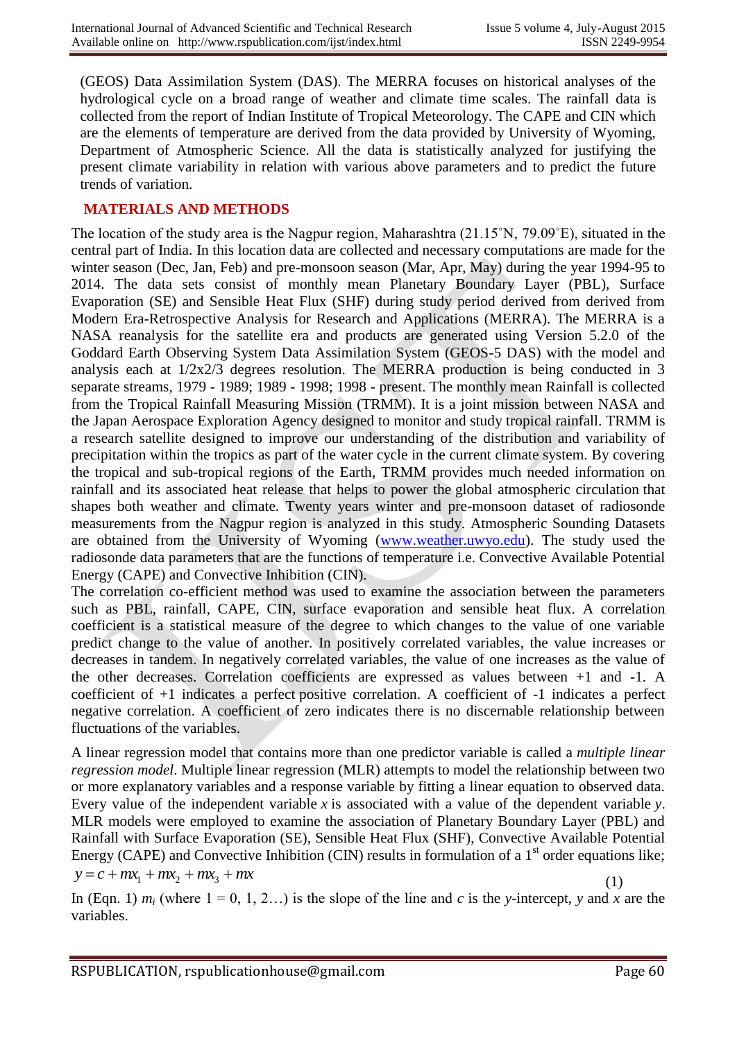(GEOS) Data Assimilation System (DAS). The MERRA focuses on historical analyses of the hydrological cycle on a broad range of weather and climate time scales. The rainfall data is collected from the report of Indian Institute of Tropical Meteorology. The CAPE and CIN which are the elements of temperature are derived from the data provided by University of Wyoming, Department of Atmospheric Science. All the data is statistically analyzed for justifying the present climate variability in relation with various above parameters and to predict the future trends of variation.

## MATERIALS AND METHODS

The location of the study area is the Nagpur region, Maharashtra (21.15˚N, 79.09˚E), situated in the central part of India. In this location data are collected and necessary computations are made for the winter season (Dec, Jan, Feb) and pre-monsoon season (Mar, Apr, May) during the year 1994-95 to 2014. The data sets consist of monthly mean Planetary Boundary Layer (PBL), Surface Evaporation (SE) and Sensible Heat Flux (SHF) during study period derived from derived from Modern Era-Retrospective Analysis for Research and Applications (MERRA). The MERRA is a NASA reanalysis for the satellite era and products are generated using Version 5.2.0 of the Goddard Earth Observing System Data Assimilation System (GEOS-5 DAS) with the model and analysis each at 1/2x2/3 degrees resolution. The MERRA production is being conducted in 3 separate streams, 1979 - 1989; 1989 - 1998; 1998 - present. The monthly mean Rainfall is collected from the Tropical Rainfall Measuring Mission (TRMM). It is a joint mission between NASA and the Japan Aerospace Exploration Agency designed to monitor and study tropical rainfall. TRMM is a research satellite designed to improve our understanding of the distribution and variability of precipitation within the tropics as part of the water cycle in the current climate system. By covering the tropical and sub-tropical regions of the Earth, TRMM provides much needed information on rainfall and its associated heat release that helps to power the global atmospheric circulation that shapes both weather and climate. Twenty years winter and pre-monsoon dataset of radiosonde measurements from the Nagpur region is analyzed in this study. Atmospheric Sounding Datasets are obtained from the University of Wyoming (www.weather.uwyo.edu). The study used the radiosonde data parameters that are the functions of temperature i.e. Convective Available Potential Energy (CAPE) and Convective Inhibition (CIN).

The correlation co-efficient method was used to examine the association between the parameters such as PBL, rainfall, CAPE, CIN, surface evaporation and sensible heat flux. A correlation coefficient is a statistical measure of the degree to which changes to the value of one variable predict change to the value of another. In positively correlated variables, the value increases or decreases in tandem. In negatively correlated variables, the value of one increases as the value of the other decreases. Correlation coefficients are expressed as values between +1 and -1. A coefficient of +1 indicates a perfect positive correlation. A coefficient of -1 indicates a perfect negative correlation. A coefficient of zero indicates there is no discernable relationship between fluctuations of the variables.

A linear regression model that contains more than one predictor variable is called a *multiple linear regression model*. Multiple linear regression (MLR) attempts to model the relationship between two or more explanatory variables and a response variable by fitting a linear equation to observed data. Every value of the independent variable *x* is associated with a value of the dependent variable *y*. MLR models were employed to examine the association of Planetary Boundary Layer (PBL) and Rainfall with Surface Evaporation (SE), Sensible Heat Flux (SHF), Convective Available Potential Energy (CAPE) and Convective Inhibition (CIN) results in formulation of a 1st order equations like;

$$y = c + mx_1 + mx_2 + mx_3 + mx \quad (1)$$

In (Eqn. 1) $m_i$ (where 1 = 0, 1, 2…) is the slope of the line and *c* is the *y*-intercept, *y* and *x* are the variables.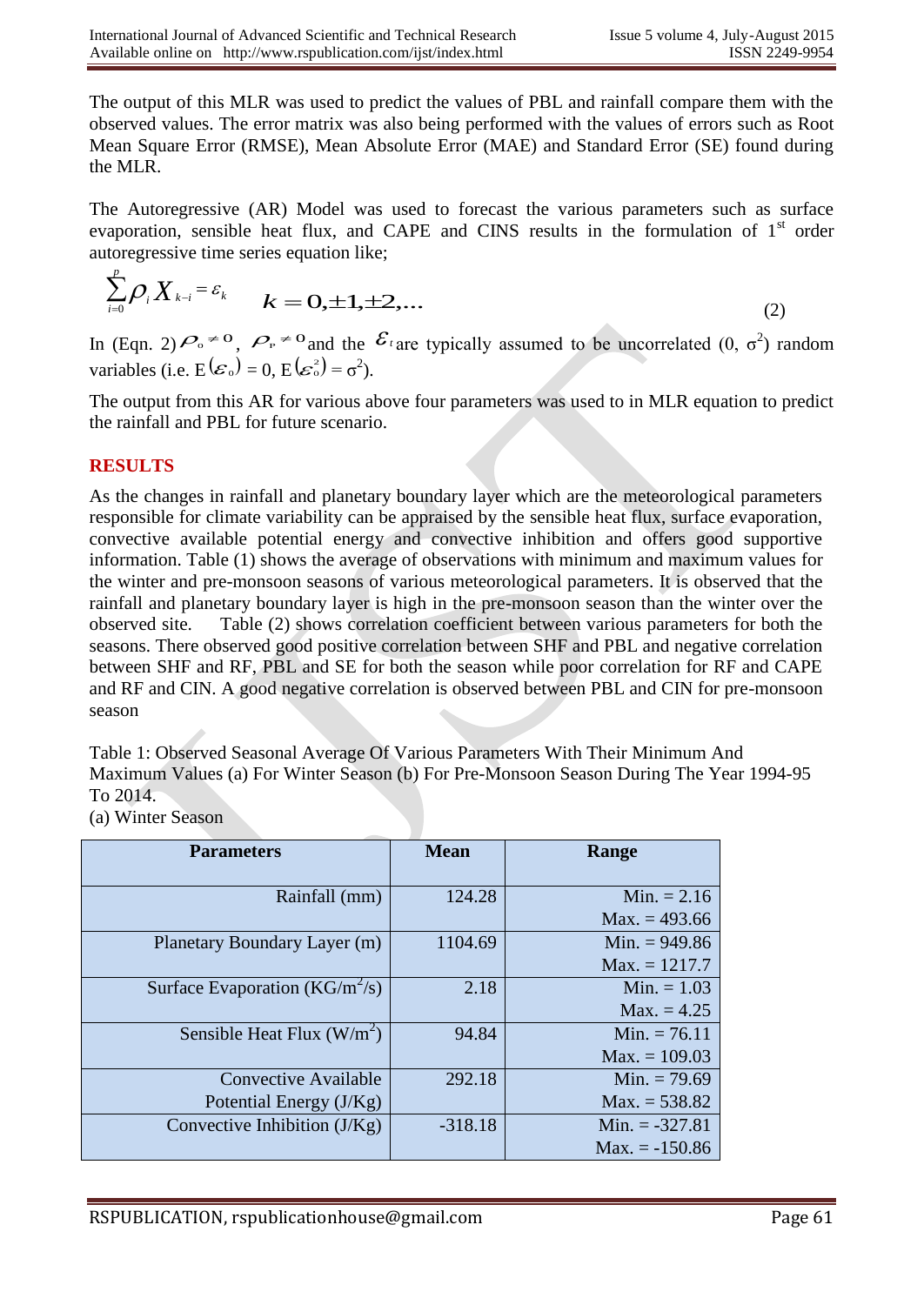The output of this MLR was used to predict the values of PBL and rainfall compare them with the observed values. The error matrix was also being performed with the values of errors such as Root Mean Square Error (RMSE), Mean Absolute Error (MAE) and Standard Error (SE) found during the MLR.

The Autoregressive (AR) Model was used to forecast the various parameters such as surface evaporation, sensible heat flux, and CAPE and CINS results in the formulation of 1st order autoregressive time series equation like;

$$\sum_{i=0}^{p} \rho_i X_{k-i} = \varepsilon_k \qquad k = 0, \pm 1, \pm 2, \ldots \tag{2}$$

In (Eqn. 2) $\rho_o \neq 0$, $\rho_p \neq 0$ and the $\varepsilon_t$ are typically assumed to be uncorrelated $(0, \sigma^2)$ random variables (i.e. $E(\varepsilon_o) = 0$, $E(\varepsilon_o^2) = \sigma^2$).

The output from this AR for various above four parameters was used to in MLR equation to predict the rainfall and PBL for future scenario.

## RESULTS

As the changes in rainfall and planetary boundary layer which are the meteorological parameters responsible for climate variability can be appraised by the sensible heat flux, surface evaporation, convective available potential energy and convective inhibition and offers good supportive information. Table (1) shows the average of observations with minimum and maximum values for the winter and pre-monsoon seasons of various meteorological parameters. It is observed that the rainfall and planetary boundary layer is high in the pre-monsoon season than the winter over the observed site. Table (2) shows correlation coefficient between various parameters for both the seasons. There observed good positive correlation between SHF and PBL and negative correlation between SHF and RF, PBL and SE for both the season while poor correlation for RF and CAPE and RF and CIN. A good negative correlation is observed between PBL and CIN for pre-monsoon season

Table 1: Observed Seasonal Average Of Various Parameters With Their Minimum And Maximum Values (a) For Winter Season (b) For Pre-Monsoon Season During The Year 1994-95 To 2014.

(a) Winter Season

| Parameters | Mean | Range |
|---|---|---|
| Rainfall (mm) | 124.28 | Min. = 2.16<br>Max. = 493.66 |
| Planetary Boundary Layer (m) | 1104.69 | Min. = 949.86<br>Max. = 1217.7 |
| Surface Evaporation (KG/m$^2$/s) | 2.18 | Min. = 1.03<br>Max. = 4.25 |
| Sensible Heat Flux (W/m$^2$) | 94.84 | Min. = 76.11<br>Max. = 109.03 |
| Convective Available Potential Energy (J/Kg) | 292.18 | Min. = 79.69<br>Max. = 538.82 |
| Convective Inhibition (J/Kg) | -318.18 | Min. = -327.81<br>Max. = -150.86 |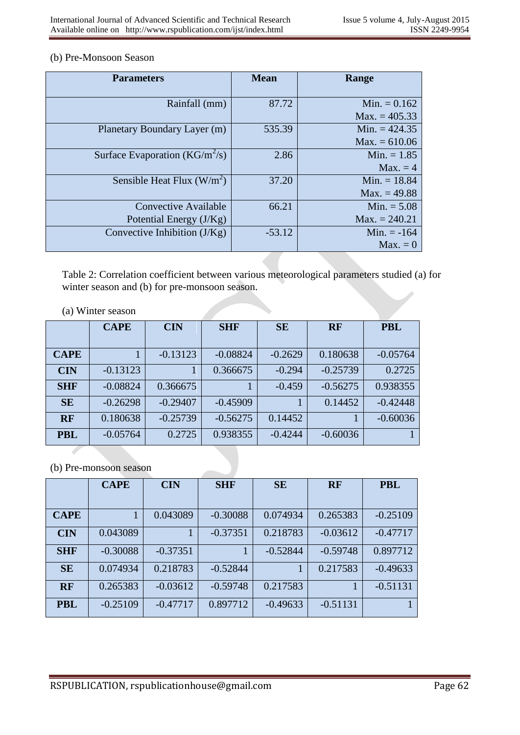(b) Pre-Monsoon Season

| Parameters | Mean | Range |
|---|---|---|
| Rainfall (mm) | 87.72 | Min. = 0.162<br>Max. = 405.33 |
| Planetary Boundary Layer (m) | 535.39 | Min. = 424.35<br>Max. = 610.06 |
| Surface Evaporation ($KG/m^2/s$) | 2.86 | Min. = 1.85<br>Max. = 4 |
| Sensible Heat Flux ($W/m^2$) | 37.20 | Min. = 18.84<br>Max. = 49.88 |
| Convective Available Potential Energy (J/Kg) | 66.21 | Min. = 5.08<br>Max. = 240.21 |
| Convective Inhibition (J/Kg) | -53.12 | Min. = -164<br>Max. = 0 |

Table 2: Correlation coefficient between various meteorological parameters studied (a) for winter season and (b) for pre-monsoon season.

(a) Winter season

| | CAPE | CIN | SHF | SE | RF | PBL |
|---|---|---|---|---|---|---|
| **CAPE** | 1 | -0.13123 | -0.08824 | -0.2629 | 0.180638 | -0.05764 |
| **CIN** | -0.13123 | 1 | 0.366675 | -0.294 | -0.25739 | 0.2725 |
| **SHF** | -0.08824 | 0.366675 | 1 | -0.459 | -0.56275 | 0.938355 |
| **SE** | -0.26298 | -0.29407 | -0.45909 | 1 | 0.14452 | -0.42448 |
| **RF** | 0.180638 | -0.25739 | -0.56275 | 0.14452 | 1 | -0.60036 |
| **PBL** | -0.05764 | 0.2725 | 0.938355 | -0.4244 | -0.60036 | 1 |

(b) Pre-monsoon season

| | CAPE | CIN | SHF | SE | RF | PBL |
|---|---|---|---|---|---|---|
| **CAPE** | 1 | 0.043089 | -0.30088 | 0.074934 | 0.265383 | -0.25109 |
| **CIN** | 0.043089 | 1 | -0.37351 | 0.218783 | -0.03612 | -0.47717 |
| **SHF** | -0.30088 | -0.37351 | 1 | -0.52844 | -0.59748 | 0.897712 |
| **SE** | 0.074934 | 0.218783 | -0.52844 | 1 | 0.217583 | -0.49633 |
| **RF** | 0.265383 | -0.03612 | -0.59748 | 0.217583 | 1 | -0.51131 |
| **PBL** | -0.25109 | -0.47717 | 0.897712 | -0.49633 | -0.51131 | 1 |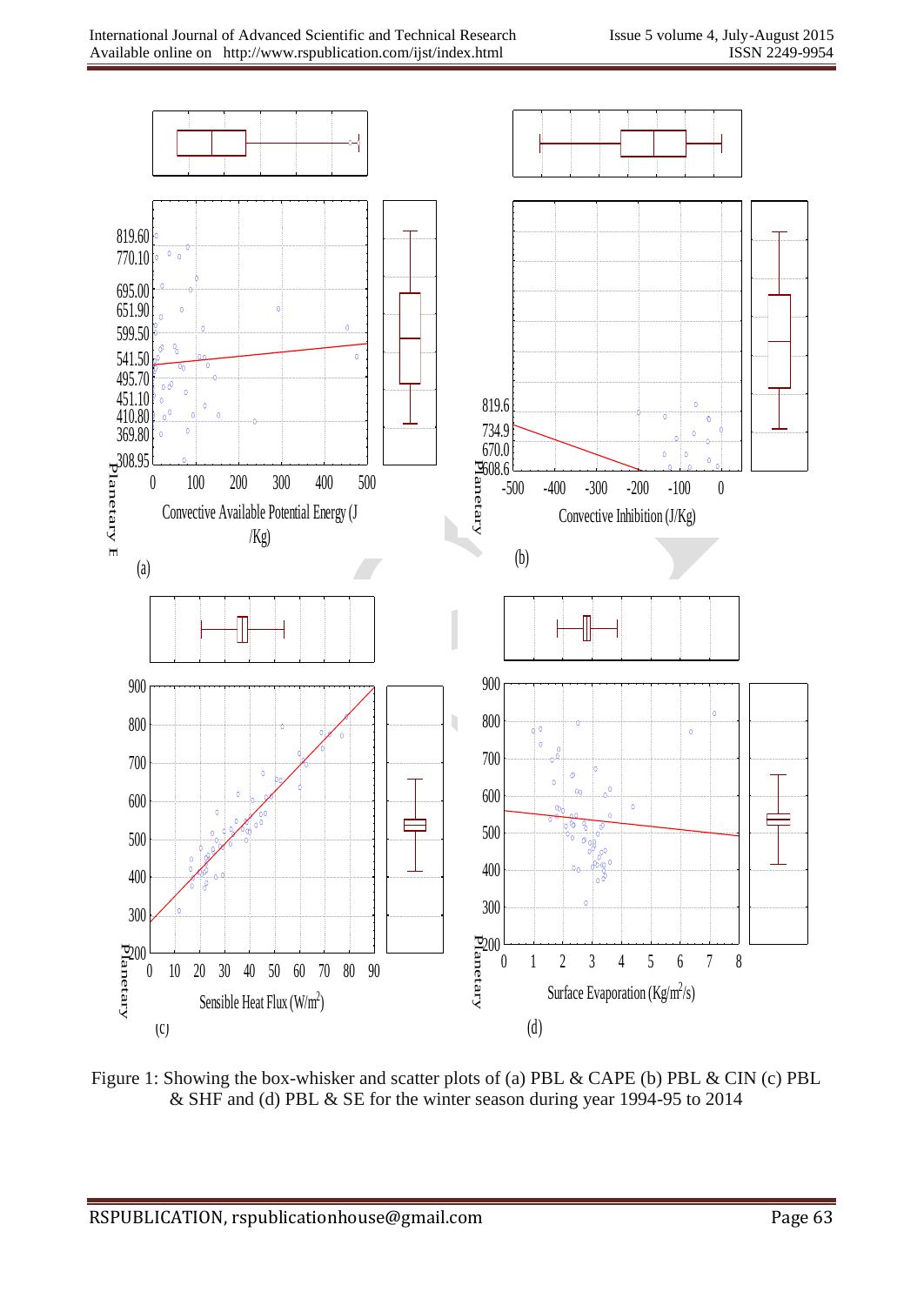Figure 1: Showing the box-whisker and scatter plots of (a) PBL & CAPE (b) PBL & CIN (c) PBL & SHF and (d) PBL & SE for the winter season during year 1994-95 to 2014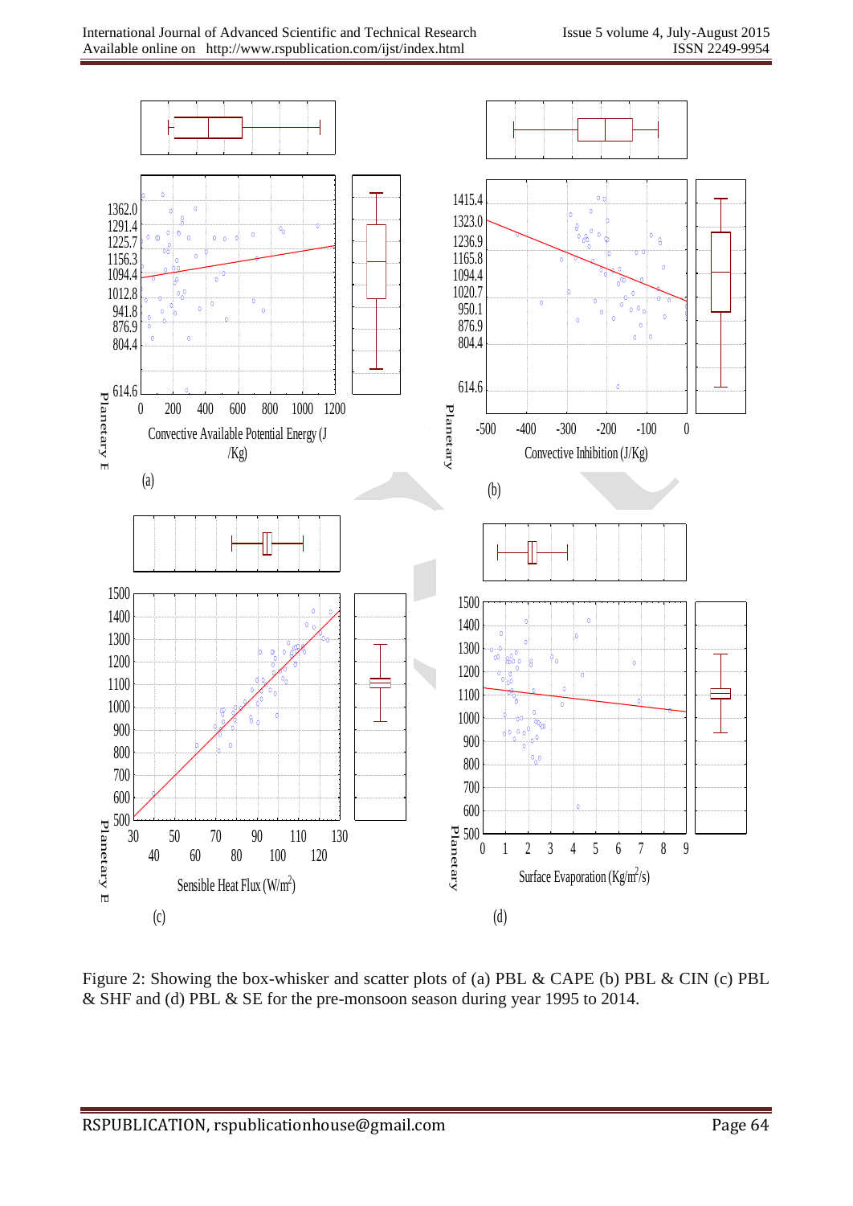Figure 2: Showing the box-whisker and scatter plots of (a) PBL & CAPE (b) PBL & CIN (c) PBL & SHF and (d) PBL & SE for the pre-monsoon season during year 1995 to 2014.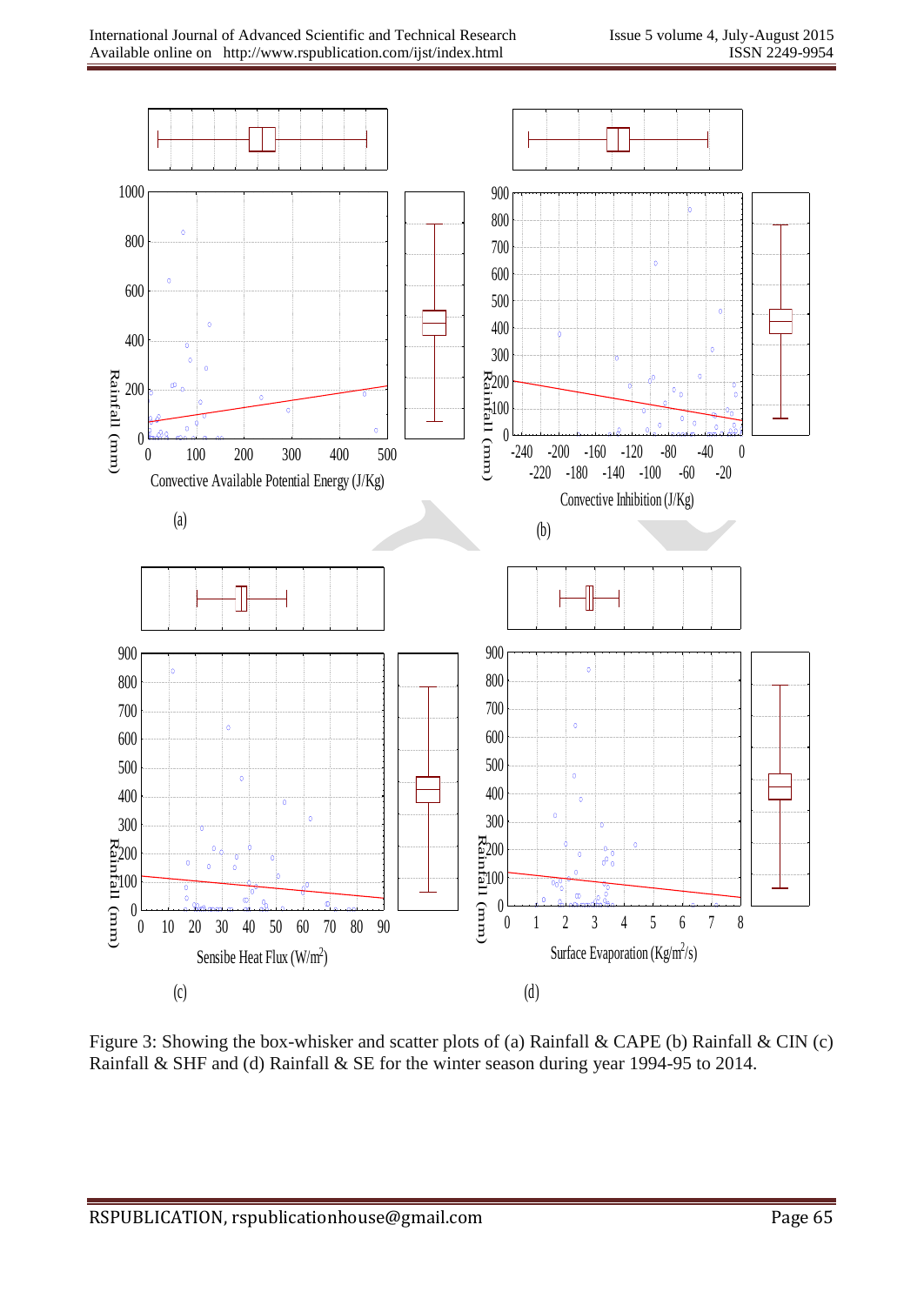Figure 3: Showing the box-whisker and scatter plots of (a) Rainfall & CAPE (b) Rainfall & CIN (c) Rainfall & SHF and (d) Rainfall & SE for the winter season during year 1994-95 to 2014.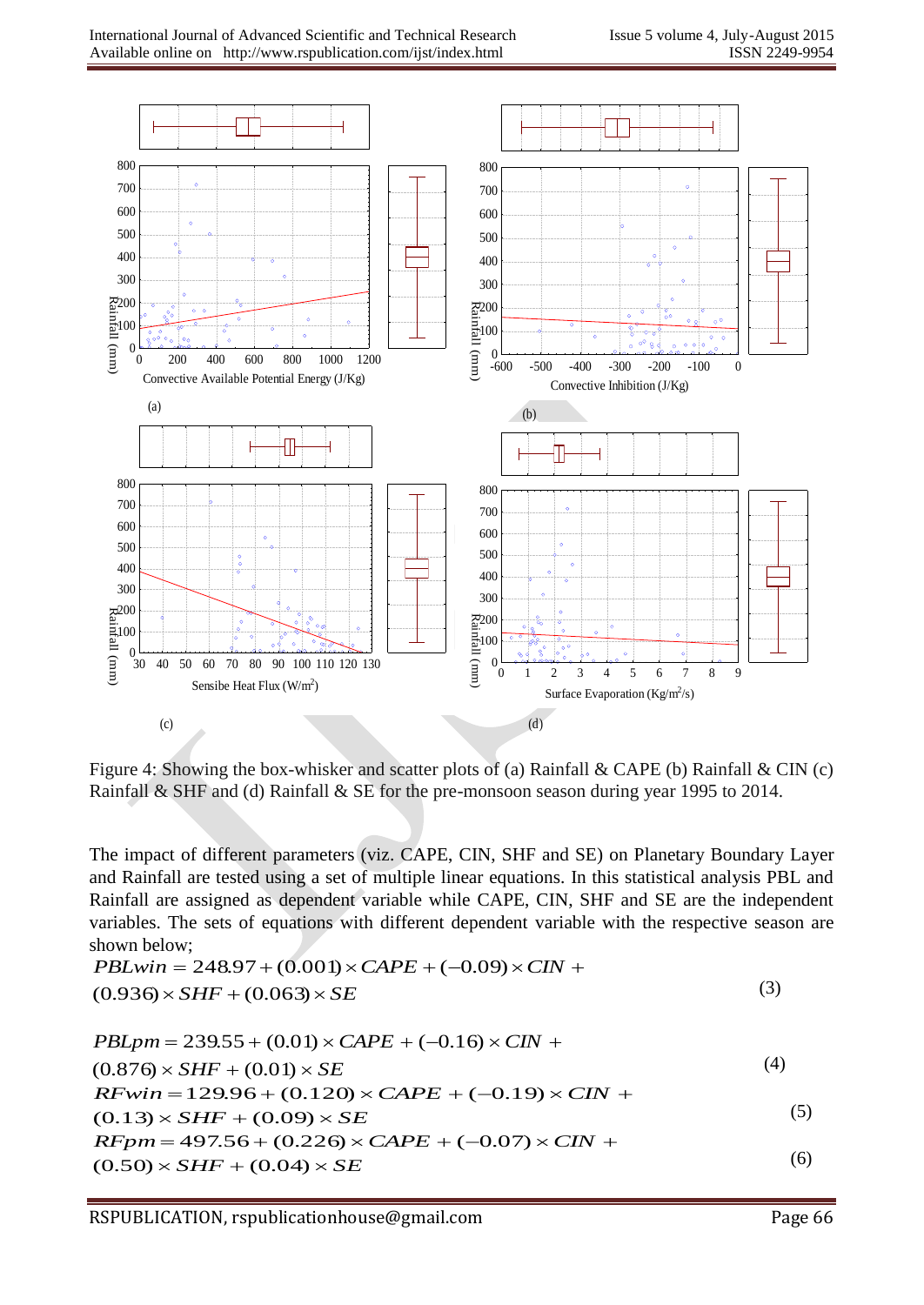Figure 4: Showing the box-whisker and scatter plots of (a) Rainfall & CAPE (b) Rainfall & CIN (c) Rainfall & SHF and (d) Rainfall & SE for the pre-monsoon season during year 1995 to 2014.

The impact of different parameters (viz. CAPE, CIN, SHF and SE) on Planetary Boundary Layer and Rainfall are tested using a set of multiple linear equations. In this statistical analysis PBL and Rainfall are assigned as dependent variable while CAPE, CIN, SHF and SE are the independent variables. The sets of equations with different dependent variable with the respective season are shown below;

$$PBLwin = 248.97 + (0.001) \times CAPE + (-0.09) \times CIN + (0.936) \times SHF + (0.063) \times SE \tag{3}$$

$$PBLpm = 239.55 + (0.01) \times CAPE + (-0.16) \times CIN + (0.876) \times SHF + (0.01) \times SE \tag{4}$$

$$RFwin = 129.96 + (0.120) \times CAPE + (-0.19) \times CIN + (0.13) \times SHF + (0.09) \times SE \tag{5}$$

$$RFpm = 497.56 + (0.226) \times CAPE + (-0.07) \times CIN + (0.50) \times SHF + (0.04) \times SE \tag{6}$$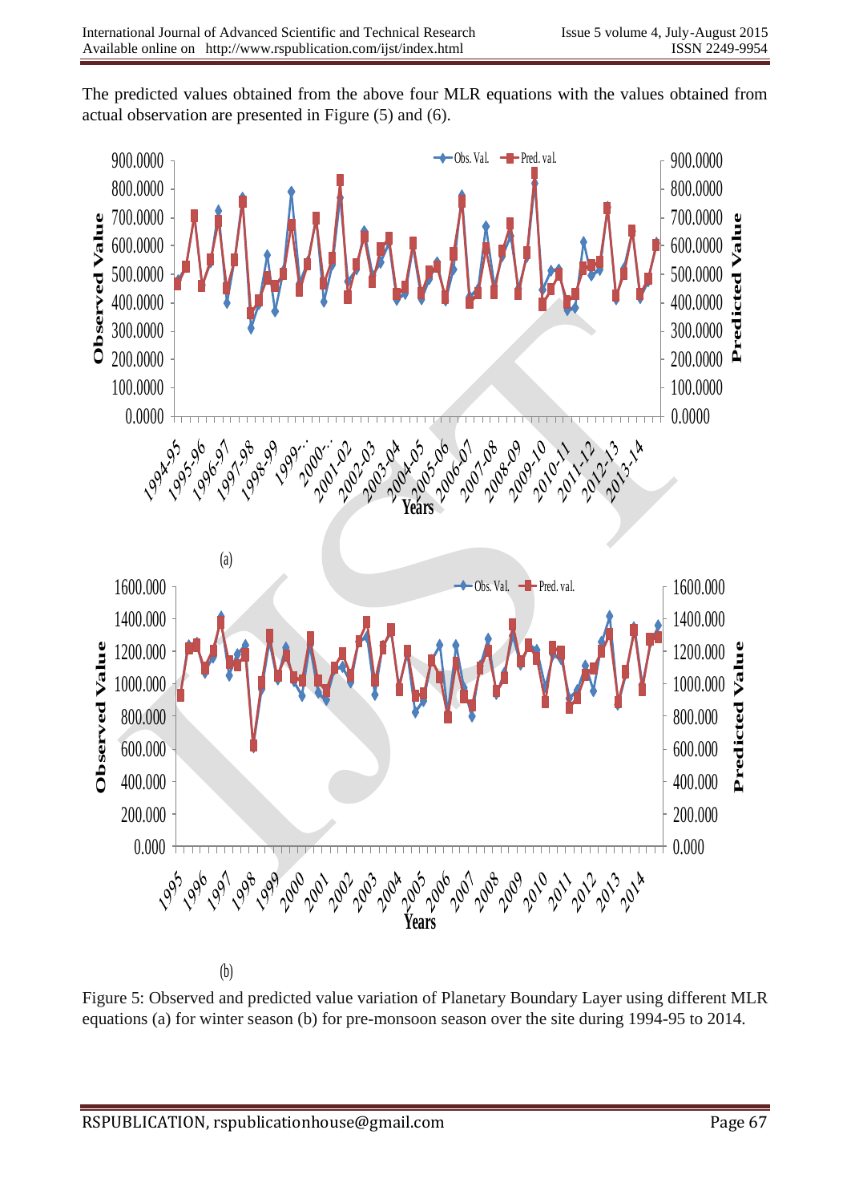The predicted values obtained from the above four MLR equations with the values obtained from actual observation are presented in Figure (5) and (6).

(a)

(b)

Figure 5: Observed and predicted value variation of Planetary Boundary Layer using different MLR equations (a) for winter season (b) for pre-monsoon season over the site during 1994-95 to 2014.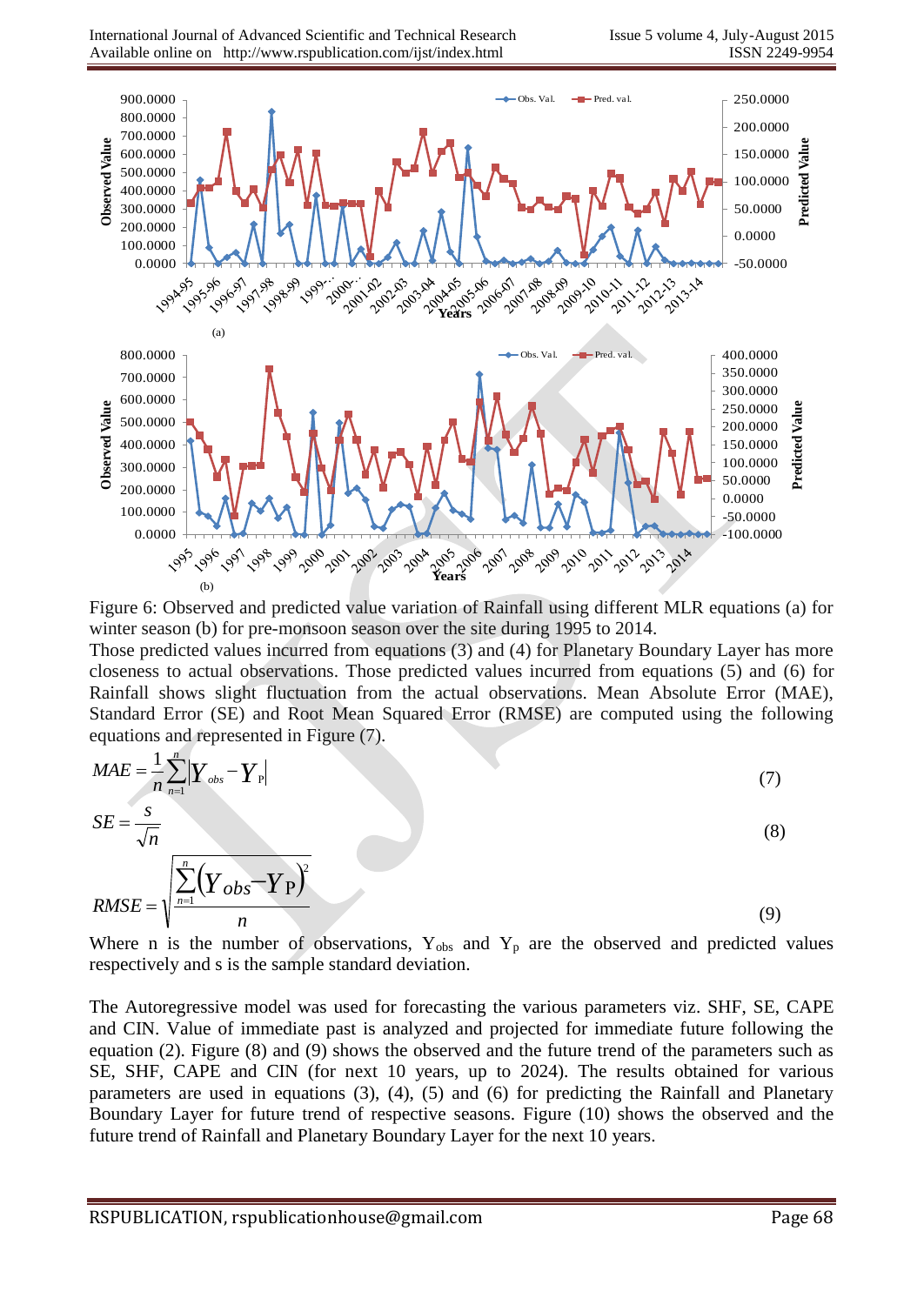Figure 6: Observed and predicted value variation of Rainfall using different MLR equations (a) for winter season (b) for pre-monsoon season over the site during 1995 to 2014.

Those predicted values incurred from equations (3) and (4) for Planetary Boundary Layer has more closeness to actual observations. Those predicted values incurred from equations (5) and (6) for Rainfall shows slight fluctuation from the actual observations. Mean Absolute Error (MAE), Standard Error (SE) and Root Mean Squared Error (RMSE) are computed using the following equations and represented in Figure (7).

$$MAE = \frac{1}{n}\sum_{n=1}^{n}\left|Y_{obs} - Y_{P}\right| \tag{7}$$

$$SE = \frac{s}{\sqrt{n}} \tag{8}$$

$$RMSE = \sqrt{\frac{\sum_{n=1}^{n}\left(Y_{obs} - Y_{P}\right)^{2}}{n}} \tag{9}$$

Where n is the number of observations, $Y_{obs}$ and $Y_p$ are the observed and predicted values respectively and s is the sample standard deviation.

The Autoregressive model was used for forecasting the various parameters viz. SHF, SE, CAPE and CIN. Value of immediate past is analyzed and projected for immediate future following the equation (2). Figure (8) and (9) shows the observed and the future trend of the parameters such as SE, SHF, CAPE and CIN (for next 10 years, up to 2024). The results obtained for various parameters are used in equations (3), (4), (5) and (6) for predicting the Rainfall and Planetary Boundary Layer for future trend of respective seasons. Figure (10) shows the observed and the future trend of Rainfall and Planetary Boundary Layer for the next 10 years.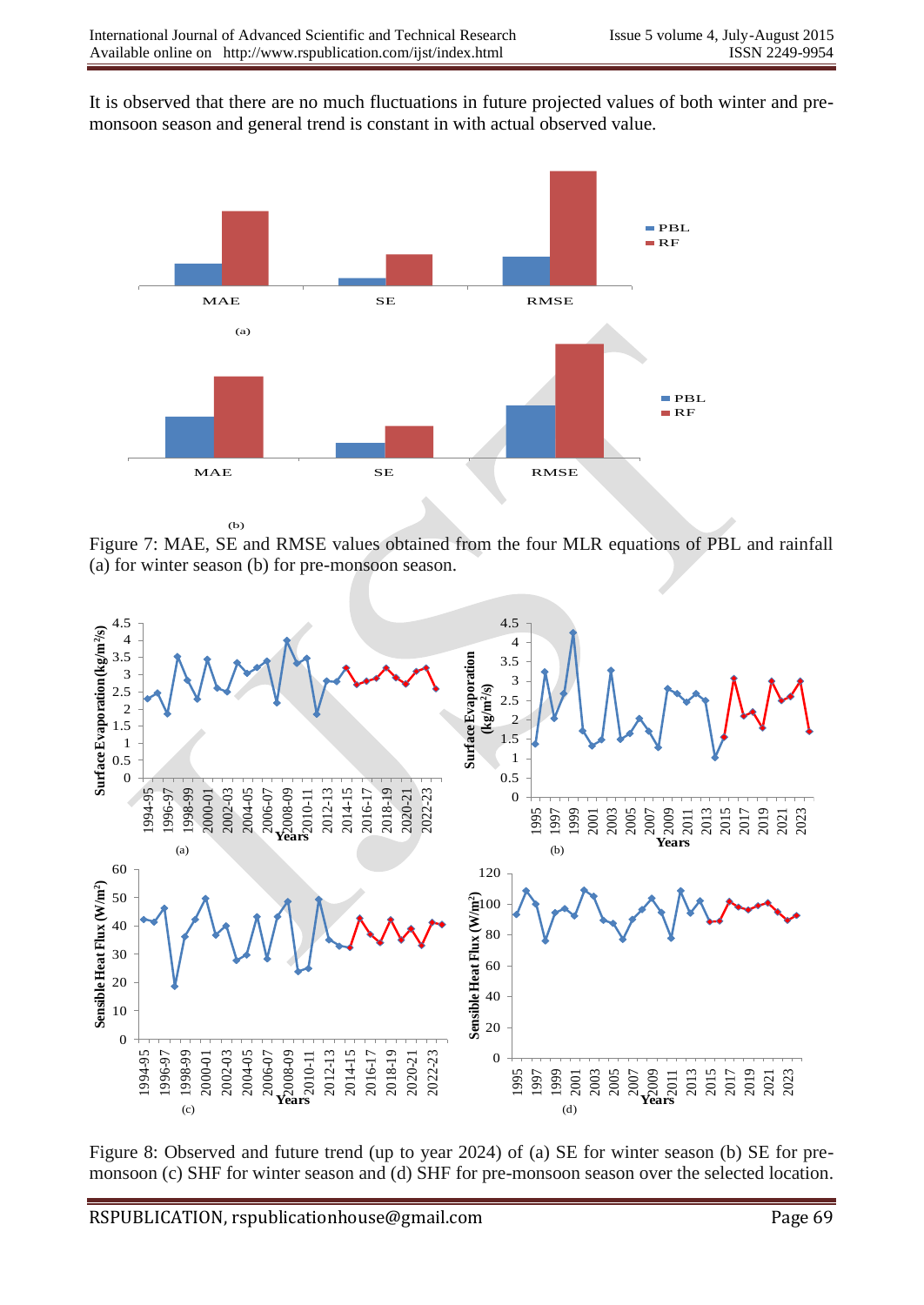It is observed that there are no much fluctuations in future projected values of both winter and pre-monsoon season and general trend is constant in with actual observed value.

Figure 7: MAE, SE and RMSE values obtained from the four MLR equations of PBL and rainfall (a) for winter season (b) for pre-monsoon season.

Figure 8: Observed and future trend (up to year 2024) of (a) SE for winter season (b) SE for pre-monsoon (c) SHF for winter season and (d) SHF for pre-monsoon season over the selected location.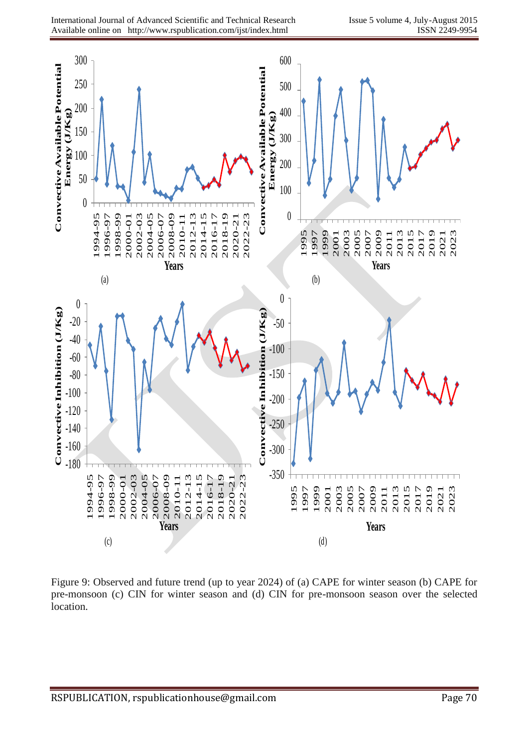Figure 9: Observed and future trend (up to year 2024) of (a) CAPE for winter season (b) CAPE for pre-monsoon (c) CIN for winter season and (d) CIN for pre-monsoon season over the selected location.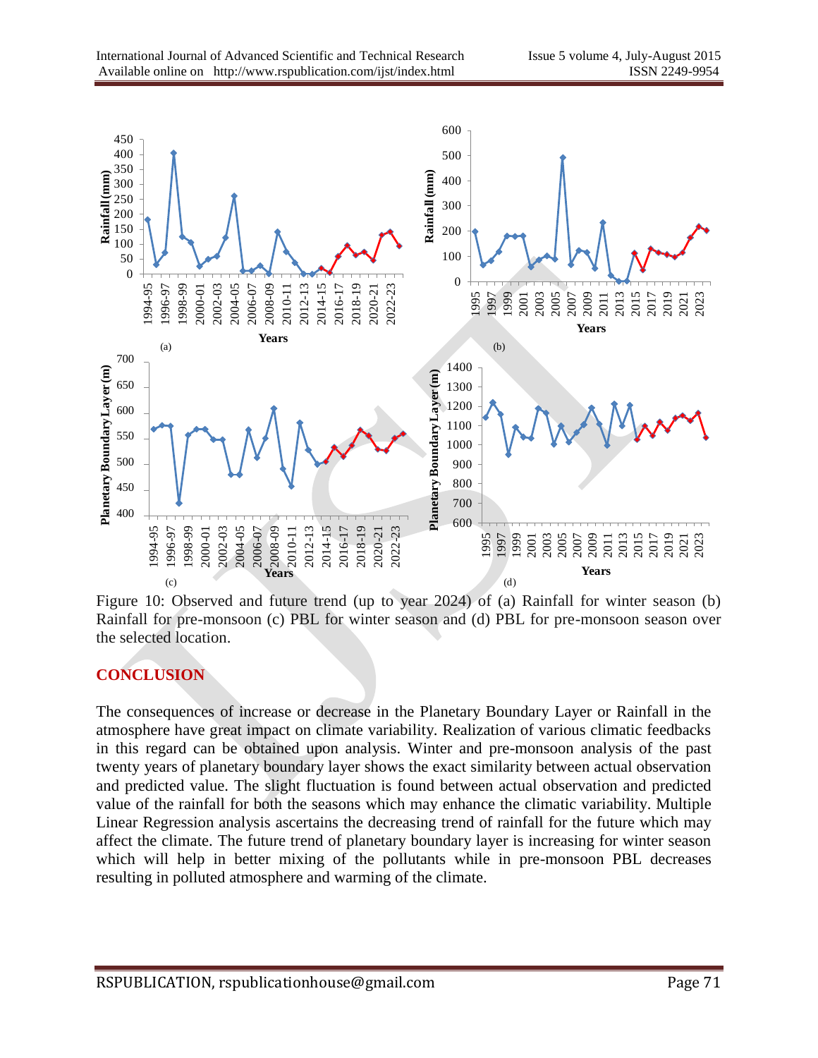Figure 10: Observed and future trend (up to year 2024) of (a) Rainfall for winter season (b) Rainfall for pre-monsoon (c) PBL for winter season and (d) PBL for pre-monsoon season over the selected location.

## CONCLUSION

The consequences of increase or decrease in the Planetary Boundary Layer or Rainfall in the atmosphere have great impact on climate variability. Realization of various climatic feedbacks in this regard can be obtained upon analysis. Winter and pre-monsoon analysis of the past twenty years of planetary boundary layer shows the exact similarity between actual observation and predicted value. The slight fluctuation is found between actual observation and predicted value of the rainfall for both the seasons which may enhance the climatic variability. Multiple Linear Regression analysis ascertains the decreasing trend of rainfall for the future which may affect the climate. The future trend of planetary boundary layer is increasing for winter season which will help in better mixing of the pollutants while in pre-monsoon PBL decreases resulting in polluted atmosphere and warming of the climate.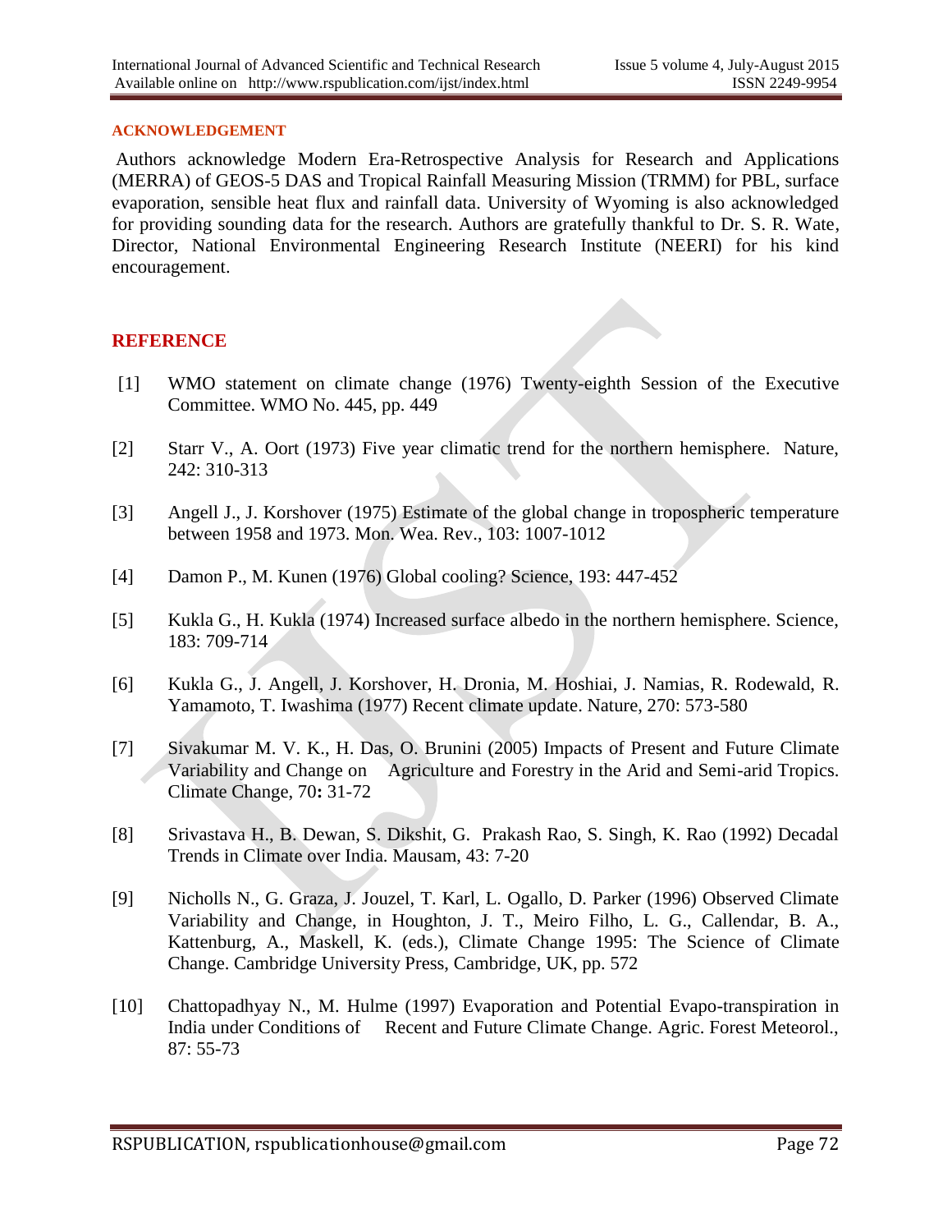## ACKNOWLEDGEMENT

Authors acknowledge Modern Era-Retrospective Analysis for Research and Applications (MERRA) of GEOS-5 DAS and Tropical Rainfall Measuring Mission (TRMM) for PBL, surface evaporation, sensible heat flux and rainfall data. University of Wyoming is also acknowledged for providing sounding data for the research. Authors are gratefully thankful to Dr. S. R. Wate, Director, National Environmental Engineering Research Institute (NEERI) for his kind encouragement.

## REFERENCE

[1] WMO statement on climate change (1976) Twenty-eighth Session of the Executive Committee. WMO No. 445, pp. 449

[2] Starr V., A. Oort (1973) Five year climatic trend for the northern hemisphere. Nature, 242: 310-313

[3] Angell J., J. Korshover (1975) Estimate of the global change in tropospheric temperature between 1958 and 1973. Mon. Wea. Rev., 103: 1007-1012

[4] Damon P., M. Kunen (1976) Global cooling? Science, 193: 447-452

[5] Kukla G., H. Kukla (1974) Increased surface albedo in the northern hemisphere. Science, 183: 709-714

[6] Kukla G., J. Angell, J. Korshover, H. Dronia, M. Hoshiai, J. Namias, R. Rodewald, R. Yamamoto, T. Iwashima (1977) Recent climate update. Nature, 270: 573-580

[7] Sivakumar M. V. K., H. Das, O. Brunini (2005) Impacts of Present and Future Climate Variability and Change on Agriculture and Forestry in the Arid and Semi-arid Tropics. Climate Change, 70**:** 31-72

[8] Srivastava H., B. Dewan, S. Dikshit, G. Prakash Rao, S. Singh, K. Rao (1992) Decadal Trends in Climate over India. Mausam, 43: 7-20

[9] Nicholls N., G. Graza, J. Jouzel, T. Karl, L. Ogallo, D. Parker (1996) Observed Climate Variability and Change, in Houghton, J. T., Meiro Filho, L. G., Callendar, B. A., Kattenburg, A., Maskell, K. (eds.), Climate Change 1995: The Science of Climate Change. Cambridge University Press, Cambridge, UK, pp. 572

[10] Chattopadhyay N., M. Hulme (1997) Evaporation and Potential Evapo-transpiration in India under Conditions of Recent and Future Climate Change. Agric. Forest Meteorol., 87: 55-73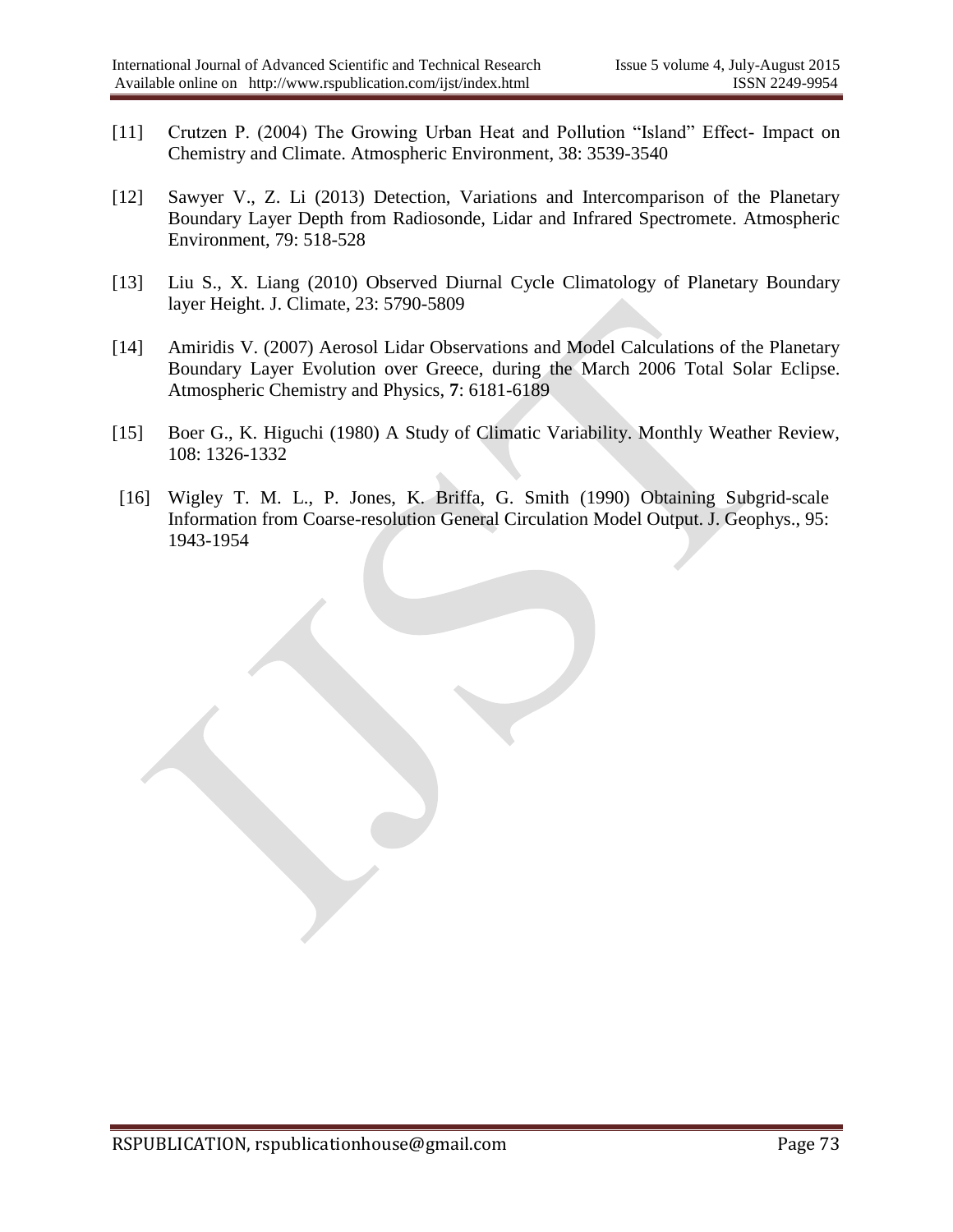[11] Crutzen P. (2004) The Growing Urban Heat and Pollution "Island" Effect- Impact on Chemistry and Climate. Atmospheric Environment, 38: 3539-3540

[12] Sawyer V., Z. Li (2013) Detection, Variations and Intercomparison of the Planetary Boundary Layer Depth from Radiosonde, Lidar and Infrared Spectromete. Atmospheric Environment, 79: 518-528

[13] Liu S., X. Liang (2010) Observed Diurnal Cycle Climatology of Planetary Boundary layer Height. J. Climate, 23: 5790-5809

[14] Amiridis V. (2007) Aerosol Lidar Observations and Model Calculations of the Planetary Boundary Layer Evolution over Greece, during the March 2006 Total Solar Eclipse. Atmospheric Chemistry and Physics, **7**: 6181-6189

[15] Boer G., K. Higuchi (1980) A Study of Climatic Variability. Monthly Weather Review, 108: 1326-1332

[16] Wigley T. M. L., P. Jones, K. Briffa, G. Smith (1990) Obtaining Subgrid-scale Information from Coarse-resolution General Circulation Model Output. J. Geophys., 95: 1943-1954